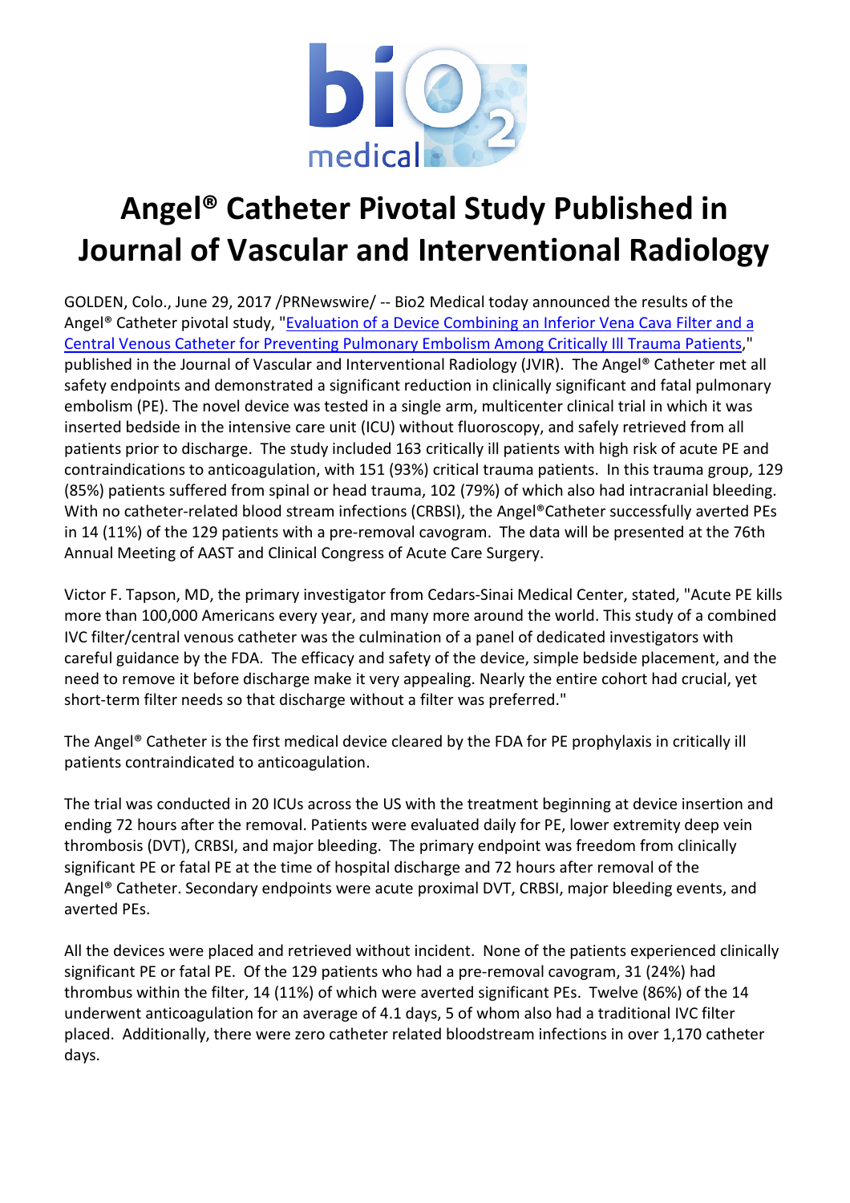# Angel® Catheter Pivotal Study Published in Journal of Vascular and Interventional Radiology

GOLDEN, Colo., June 29, 2017 /PRNewswire/ -- Bio2 Medical today announced the results of the Angel® Catheter pivotal study, "Evaluation of a Device Combining an Inferior Vena Cava Filter and a Central Venous Catheter for Preventing Pulmonary Embolism Among Critically Ill Trauma Patients," published in the Journal of Vascular and Interventional Radiology (JVIR). The Angel® Catheter met all safety endpoints and demonstrated a significant reduction in clinically significant and fatal pulmonary embolism (PE). The novel device was tested in a single arm, multicenter clinical trial in which it was inserted bedside in the intensive care unit (ICU) without fluoroscopy, and safely retrieved from all patients prior to discharge. The study included 163 critically ill patients with high risk of acute PE and contraindications to anticoagulation, with 151 (93%) critical trauma patients. In this trauma group, 129 (85%) patients suffered from spinal or head trauma, 102 (79%) of which also had intracranial bleeding. With no catheter-related blood stream infections (CRBSI), the Angel®Catheter successfully averted PEs in 14 (11%) of the 129 patients with a pre-removal cavogram. The data will be presented at the 76th Annual Meeting of AAST and Clinical Congress of Acute Care Surgery.

Victor F. Tapson, MD, the primary investigator from Cedars-Sinai Medical Center, stated, "Acute PE kills more than 100,000 Americans every year, and many more around the world. This study of a combined IVC filter/central venous catheter was the culmination of a panel of dedicated investigators with careful guidance by the FDA. The efficacy and safety of the device, simple bedside placement, and the need to remove it before discharge make it very appealing. Nearly the entire cohort had crucial, yet short-term filter needs so that discharge without a filter was preferred."

The Angel® Catheter is the first medical device cleared by the FDA for PE prophylaxis in critically ill patients contraindicated to anticoagulation.

The trial was conducted in 20 ICUs across the US with the treatment beginning at device insertion and ending 72 hours after the removal. Patients were evaluated daily for PE, lower extremity deep vein thrombosis (DVT), CRBSI, and major bleeding. The primary endpoint was freedom from clinically significant PE or fatal PE at the time of hospital discharge and 72 hours after removal of the Angel® Catheter. Secondary endpoints were acute proximal DVT, CRBSI, major bleeding events, and averted PEs.

All the devices were placed and retrieved without incident. None of the patients experienced clinically significant PE or fatal PE. Of the 129 patients who had a pre-removal cavogram, 31 (24%) had thrombus within the filter, 14 (11%) of which were averted significant PEs. Twelve (86%) of the 14 underwent anticoagulation for an average of 4.1 days, 5 of whom also had a traditional IVC filter placed. Additionally, there were zero catheter related bloodstream infections in over 1,170 catheter days.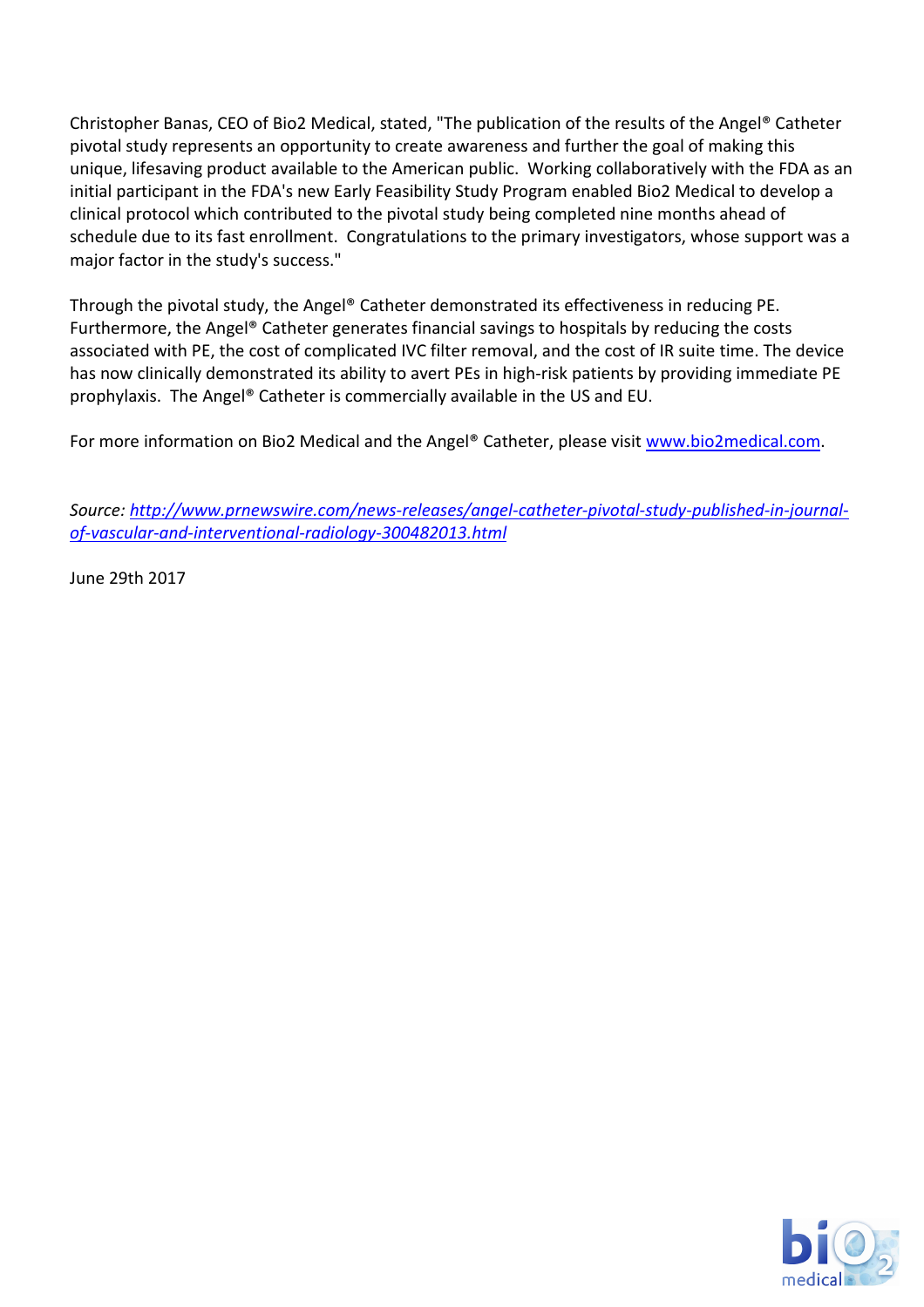Christopher Banas, CEO of Bio2 Medical, stated, "The publication of the results of the Angel® Catheter pivotal study represents an opportunity to create awareness and further the goal of making this unique, lifesaving product available to the American public. Working collaboratively with the FDA as an initial participant in the FDA's new Early Feasibility Study Program enabled Bio2 Medical to develop a clinical protocol which contributed to the pivotal study being completed nine months ahead of schedule due to its fast enrollment. Congratulations to the primary investigators, whose support was a major factor in the study's success."

Through the pivotal study, the Angel® Catheter demonstrated its effectiveness in reducing PE. Furthermore, the Angel® Catheter generates financial savings to hospitals by reducing the costs associated with PE, the cost of complicated IVC filter removal, and the cost of IR suite time. The device has now clinically demonstrated its ability to avert PEs in high-risk patients by providing immediate PE prophylaxis. The Angel® Catheter is commercially available in the US and EU.

For more information on Bio2 Medical and the Angel® Catheter, please visit [www.bio2medical.com](http://www.bio2medical.com).

*Source: [http://www.prnewswire.com/news-releases/angel-catheter-pivotal-study-published-in-journal-of-vascular-and-interventional-radiology-300482013.html](http://www.prnewswire.com/news-releases/angel-catheter-pivotal-study-published-in-journal-of-vascular-and-interventional-radiology-300482013.html)*

June 29th 2017